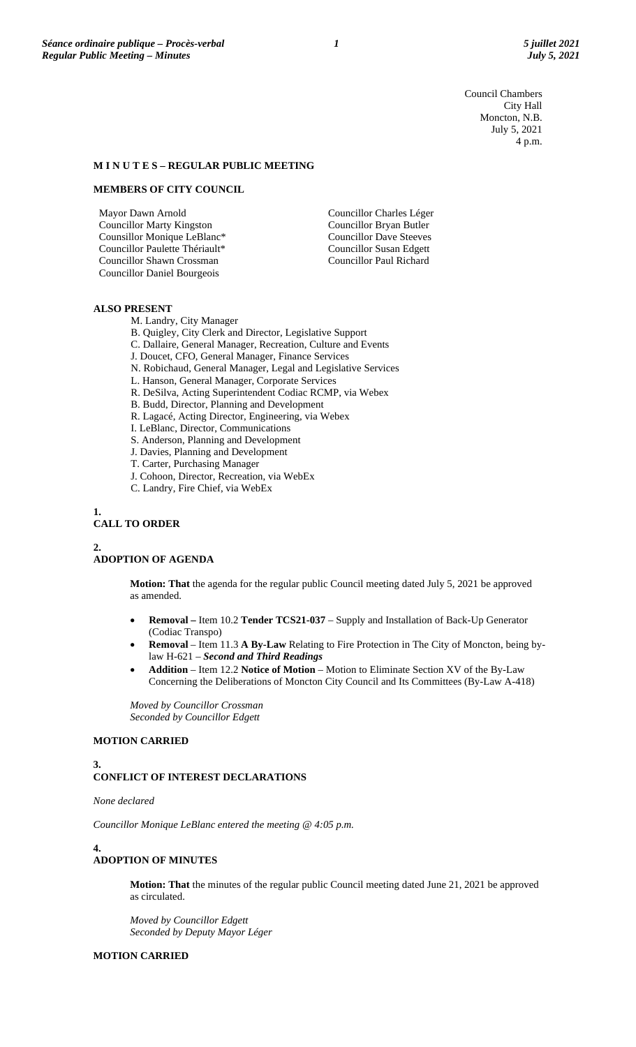Council Chambers
City Hall
Moncton, N.B.
July 5, 2021
4 p.m.

## M I N U T E S – REGULAR PUBLIC MEETING

### MEMBERS OF CITY COUNCIL

Mayor Dawn Arnold
Councillor Marty Kingston
Counsillor Monique LeBlanc*
Councillor Paulette Thériault*
Councillor Shawn Crossman
Councillor Daniel Bourgeois
Councillor Charles Léger
Councillor Bryan Butler
Councillor Dave Steeves
Councillor Susan Edgett
Councillor Paul Richard

### ALSO PRESENT

M. Landry, City Manager
B. Quigley, City Clerk and Director, Legislative Support
C. Dallaire, General Manager, Recreation, Culture and Events
J. Doucet, CFO, General Manager, Finance Services
N. Robichaud, General Manager, Legal and Legislative Services
L. Hanson, General Manager, Corporate Services
R. DeSilva, Acting Superintendent Codiac RCMP, via Webex
B. Budd, Director, Planning and Development
R. Lagacé, Acting Director, Engineering, via Webex
I. LeBlanc, Director, Communications
S. Anderson, Planning and Development
J. Davies, Planning and Development
T. Carter, Purchasing Manager
J. Cohoon, Director, Recreation, via WebEx
C. Landry, Fire Chief, via WebEx

### 1. CALL TO ORDER

### 2. ADOPTION OF AGENDA

**Motion: That** the agenda for the regular public Council meeting dated July 5, 2021 be approved as amended.

- **Removal –** Item 10.2 **Tender TCS21-037** – Supply and Installation of Back-Up Generator (Codiac Transpo)
- **Removal** – Item 11.3 **A By-Law** Relating to Fire Protection in The City of Moncton, being by-law H-621 – ***Second and Third Readings***
- **Addition** – Item 12.2 **Notice of Motion** – Motion to Eliminate Section XV of the By-Law Concerning the Deliberations of Moncton City Council and Its Committees (By-Law A-418)

*Moved by Councillor Crossman*
*Seconded by Councillor Edgett*

**MOTION CARRIED**

### 3. CONFLICT OF INTEREST DECLARATIONS

*None declared*

*Councillor Monique LeBlanc entered the meeting @ 4:05 p.m.*

### 4. ADOPTION OF MINUTES

**Motion: That** the minutes of the regular public Council meeting dated June 21, 2021 be approved as circulated.

*Moved by Councillor Edgett*
*Seconded by Deputy Mayor Léger*

**MOTION CARRIED**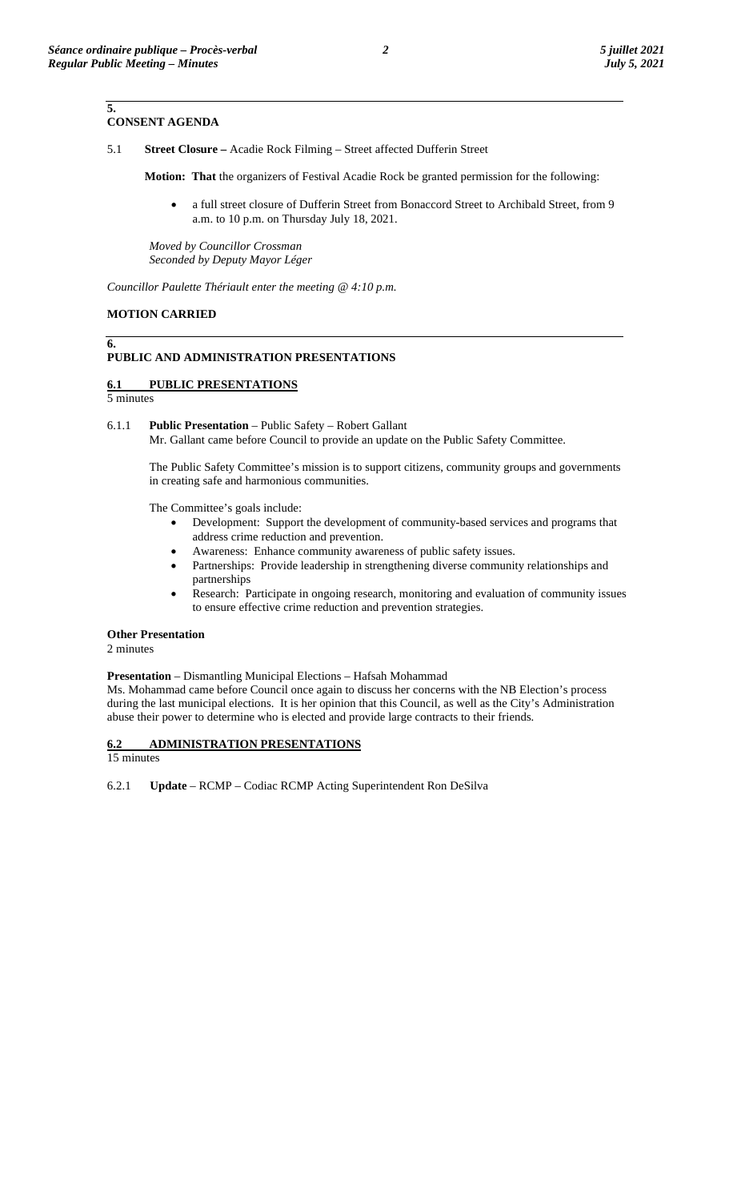## 5. CONSENT AGENDA

5.1 **Street Closure –** Acadie Rock Filming – Street affected Dufferin Street

**Motion: That** the organizers of Festival Acadie Rock be granted permission for the following:

- a full street closure of Dufferin Street from Bonaccord Street to Archibald Street, from 9 a.m. to 10 p.m. on Thursday July 18, 2021.

*Moved by Councillor Crossman*
*Seconded by Deputy Mayor Léger*

*Councillor Paulette Thériault enter the meeting @ 4:10 p.m.*

**MOTION CARRIED**

## 6. PUBLIC AND ADMINISTRATION PRESENTATIONS

### 6.1 PUBLIC PRESENTATIONS

5 minutes

6.1.1 **Public Presentation** – Public Safety – Robert Gallant
Mr. Gallant came before Council to provide an update on the Public Safety Committee.

The Public Safety Committee's mission is to support citizens, community groups and governments in creating safe and harmonious communities.

The Committee's goals include:

- Development: Support the development of community-based services and programs that address crime reduction and prevention.
- Awareness: Enhance community awareness of public safety issues.
- Partnerships: Provide leadership in strengthening diverse community relationships and partnerships
- Research: Participate in ongoing research, monitoring and evaluation of community issues to ensure effective crime reduction and prevention strategies.

**Other Presentation**

2 minutes

**Presentation** – Dismantling Municipal Elections – Hafsah Mohammad
Ms. Mohammad came before Council once again to discuss her concerns with the NB Election's process during the last municipal elections. It is her opinion that this Council, as well as the City's Administration abuse their power to determine who is elected and provide large contracts to their friends.

### 6.2 ADMINISTRATION PRESENTATIONS

15 minutes

6.2.1 **Update** – RCMP – Codiac RCMP Acting Superintendent Ron DeSilva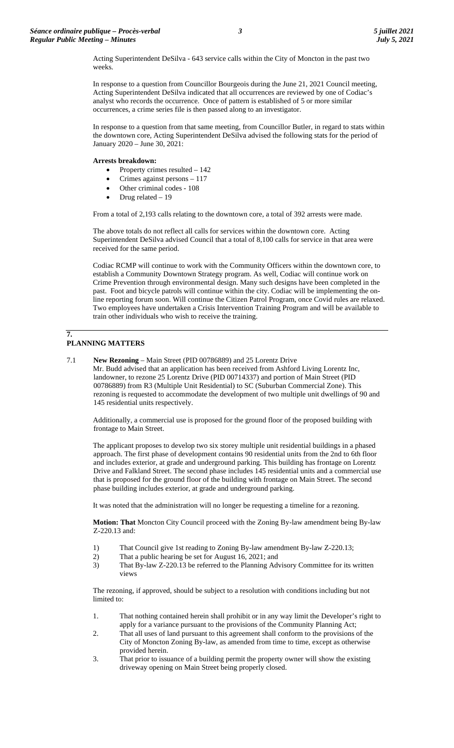Acting Superintendent DeSilva - 643 service calls within the City of Moncton in the past two weeks.

In response to a question from Councillor Bourgeois during the June 21, 2021 Council meeting, Acting Superintendent DeSilva indicated that all occurrences are reviewed by one of Codiac's analyst who records the occurrence. Once of pattern is established of 5 or more similar occurrences, a crime series file is then passed along to an investigator.

In response to a question from that same meeting, from Councillor Butler, in regard to stats within the downtown core, Acting Superintendent DeSilva advised the following stats for the period of January 2020 – June 30, 2021:

**Arrests breakdown:**

- Property crimes resulted – 142
- Crimes against persons – 117
- Other criminal codes - 108
- Drug related – 19

From a total of 2,193 calls relating to the downtown core, a total of 392 arrests were made.

The above totals do not reflect all calls for services within the downtown core. Acting Superintendent DeSilva advised Council that a total of 8,100 calls for service in that area were received for the same period.

Codiac RCMP will continue to work with the Community Officers within the downtown core, to establish a Community Downtown Strategy program. As well, Codiac will continue work on Crime Prevention through environmental design. Many such designs have been completed in the past. Foot and bicycle patrols will continue within the city. Codiac will be implementing the on-line reporting forum soon. Will continue the Citizen Patrol Program, once Covid rules are relaxed. Two employees have undertaken a Crisis Intervention Training Program and will be available to train other individuals who wish to receive the training.

## 7. PLANNING MATTERS

7.1 **New Rezoning** – Main Street (PID 00786889) and 25 Lorentz Drive

Mr. Budd advised that an application has been received from Ashford Living Lorentz Inc, landowner, to rezone 25 Lorentz Drive (PID 00714337) and portion of Main Street (PID 00786889) from R3 (Multiple Unit Residential) to SC (Suburban Commercial Zone). This rezoning is requested to accommodate the development of two multiple unit dwellings of 90 and 145 residential units respectively.

Additionally, a commercial use is proposed for the ground floor of the proposed building with frontage to Main Street.

The applicant proposes to develop two six storey multiple unit residential buildings in a phased approach. The first phase of development contains 90 residential units from the 2nd to 6th floor and includes exterior, at grade and underground parking. This building has frontage on Lorentz Drive and Falkland Street. The second phase includes 145 residential units and a commercial use that is proposed for the ground floor of the building with frontage on Main Street. The second phase building includes exterior, at grade and underground parking.

It was noted that the administration will no longer be requesting a timeline for a rezoning.

**Motion: That** Moncton City Council proceed with the Zoning By-law amendment being By-law Z-220.13 and:

1) That Council give 1st reading to Zoning By-law amendment By-law Z-220.13;
2) That a public hearing be set for August 16, 2021; and
3) That By-law Z-220.13 be referred to the Planning Advisory Committee for its written views

The rezoning, if approved, should be subject to a resolution with conditions including but not limited to:

1. That nothing contained herein shall prohibit or in any way limit the Developer's right to apply for a variance pursuant to the provisions of the Community Planning Act;
2. That all uses of land pursuant to this agreement shall conform to the provisions of the City of Moncton Zoning By-law, as amended from time to time, except as otherwise provided herein.
3. That prior to issuance of a building permit the property owner will show the existing driveway opening on Main Street being properly closed.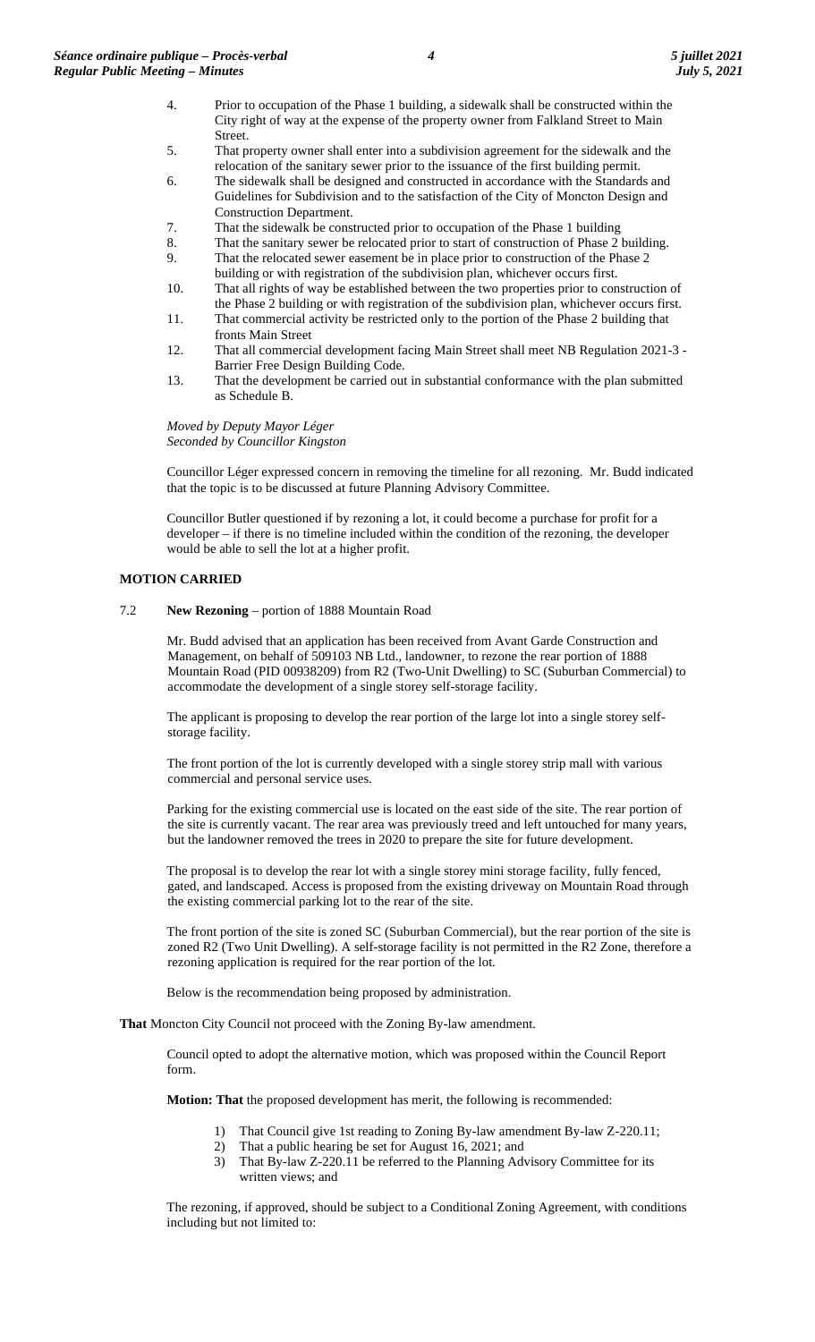4. Prior to occupation of the Phase 1 building, a sidewalk shall be constructed within the City right of way at the expense of the property owner from Falkland Street to Main Street.
5. That property owner shall enter into a subdivision agreement for the sidewalk and the relocation of the sanitary sewer prior to the issuance of the first building permit.
6. The sidewalk shall be designed and constructed in accordance with the Standards and Guidelines for Subdivision and to the satisfaction of the City of Moncton Design and Construction Department.
7. That the sidewalk be constructed prior to occupation of the Phase 1 building
8. That the sanitary sewer be relocated prior to start of construction of Phase 2 building.
9. That the relocated sewer easement be in place prior to construction of the Phase 2 building or with registration of the subdivision plan, whichever occurs first.
10. That all rights of way be established between the two properties prior to construction of the Phase 2 building or with registration of the subdivision plan, whichever occurs first.
11. That commercial activity be restricted only to the portion of the Phase 2 building that fronts Main Street
12. That all commercial development facing Main Street shall meet NB Regulation 2021-3 - Barrier Free Design Building Code.
13. That the development be carried out in substantial conformance with the plan submitted as Schedule B.

*Moved by Deputy Mayor Léger*
*Seconded by Councillor Kingston*

Councillor Léger expressed concern in removing the timeline for all rezoning. Mr. Budd indicated that the topic is to be discussed at future Planning Advisory Committee.

Councillor Butler questioned if by rezoning a lot, it could become a purchase for profit for a developer – if there is no timeline included within the condition of the rezoning, the developer would be able to sell the lot at a higher profit.

**MOTION CARRIED**

7.2 **New Rezoning** – portion of 1888 Mountain Road

Mr. Budd advised that an application has been received from Avant Garde Construction and Management, on behalf of 509103 NB Ltd., landowner, to rezone the rear portion of 1888 Mountain Road (PID 00938209) from R2 (Two-Unit Dwelling) to SC (Suburban Commercial) to accommodate the development of a single storey self-storage facility.

The applicant is proposing to develop the rear portion of the large lot into a single storey self-storage facility.

The front portion of the lot is currently developed with a single storey strip mall with various commercial and personal service uses.

Parking for the existing commercial use is located on the east side of the site. The rear portion of the site is currently vacant. The rear area was previously treed and left untouched for many years, but the landowner removed the trees in 2020 to prepare the site for future development.

The proposal is to develop the rear lot with a single storey mini storage facility, fully fenced, gated, and landscaped. Access is proposed from the existing driveway on Mountain Road through the existing commercial parking lot to the rear of the site.

The front portion of the site is zoned SC (Suburban Commercial), but the rear portion of the site is zoned R2 (Two Unit Dwelling). A self-storage facility is not permitted in the R2 Zone, therefore a rezoning application is required for the rear portion of the lot.

Below is the recommendation being proposed by administration.

**That** Moncton City Council not proceed with the Zoning By-law amendment.

Council opted to adopt the alternative motion, which was proposed within the Council Report form.

**Motion: That** the proposed development has merit, the following is recommended:

1) That Council give 1st reading to Zoning By-law amendment By-law Z-220.11;
2) That a public hearing be set for August 16, 2021; and
3) That By-law Z-220.11 be referred to the Planning Advisory Committee for its written views; and

The rezoning, if approved, should be subject to a Conditional Zoning Agreement, with conditions including but not limited to: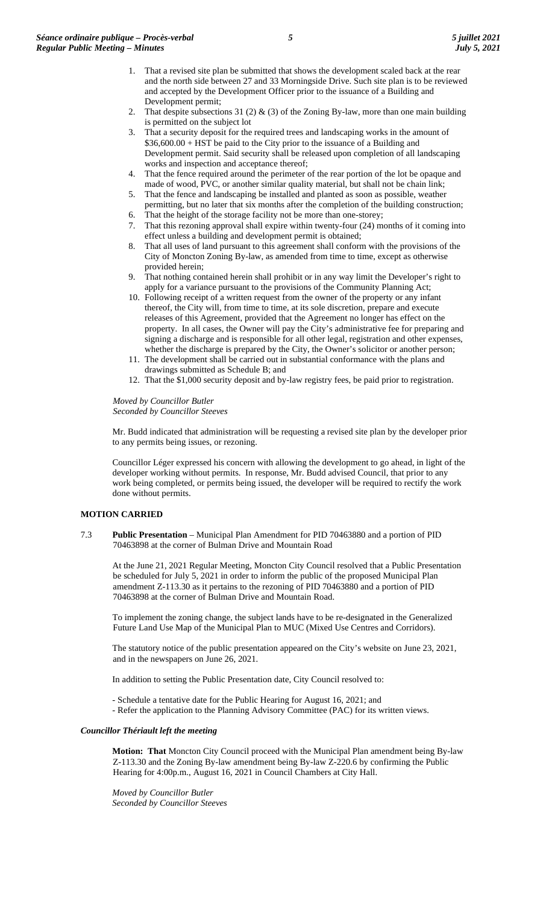1. That a revised site plan be submitted that shows the development scaled back at the rear and the north side between 27 and 33 Morningside Drive. Such site plan is to be reviewed and accepted by the Development Officer prior to the issuance of a Building and Development permit;
2. That despite subsections 31 (2) & (3) of the Zoning By-law, more than one main building is permitted on the subject lot
3. That a security deposit for the required trees and landscaping works in the amount of $36,600.00 + HST be paid to the City prior to the issuance of a Building and Development permit. Said security shall be released upon completion of all landscaping works and inspection and acceptance thereof;
4. That the fence required around the perimeter of the rear portion of the lot be opaque and made of wood, PVC, or another similar quality material, but shall not be chain link;
5. That the fence and landscaping be installed and planted as soon as possible, weather permitting, but no later that six months after the completion of the building construction;
6. That the height of the storage facility not be more than one-storey;
7. That this rezoning approval shall expire within twenty-four (24) months of it coming into effect unless a building and development permit is obtained;
8. That all uses of land pursuant to this agreement shall conform with the provisions of the City of Moncton Zoning By-law, as amended from time to time, except as otherwise provided herein;
9. That nothing contained herein shall prohibit or in any way limit the Developer's right to apply for a variance pursuant to the provisions of the Community Planning Act;
10. Following receipt of a written request from the owner of the property or any infant thereof, the City will, from time to time, at its sole discretion, prepare and execute releases of this Agreement, provided that the Agreement no longer has effect on the property. In all cases, the Owner will pay the City's administrative fee for preparing and signing a discharge and is responsible for all other legal, registration and other expenses, whether the discharge is prepared by the City, the Owner's solicitor or another person;
11. The development shall be carried out in substantial conformance with the plans and drawings submitted as Schedule B; and
12. That the $1,000 security deposit and by-law registry fees, be paid prior to registration.

*Moved by Councillor Butler*
*Seconded by Councillor Steeves*

Mr. Budd indicated that administration will be requesting a revised site plan by the developer prior to any permits being issues, or rezoning.

Councillor Léger expressed his concern with allowing the development to go ahead, in light of the developer working without permits. In response, Mr. Budd advised Council, that prior to any work being completed, or permits being issued, the developer will be required to rectify the work done without permits.

**MOTION CARRIED**

7.3 **Public Presentation** – Municipal Plan Amendment for PID 70463880 and a portion of PID 70463898 at the corner of Bulman Drive and Mountain Road

At the June 21, 2021 Regular Meeting, Moncton City Council resolved that a Public Presentation be scheduled for July 5, 2021 in order to inform the public of the proposed Municipal Plan amendment Z-113.30 as it pertains to the rezoning of PID 70463880 and a portion of PID 70463898 at the corner of Bulman Drive and Mountain Road.

To implement the zoning change, the subject lands have to be re-designated in the Generalized Future Land Use Map of the Municipal Plan to MUC (Mixed Use Centres and Corridors).

The statutory notice of the public presentation appeared on the City's website on June 23, 2021, and in the newspapers on June 26, 2021.

In addition to setting the Public Presentation date, City Council resolved to:

- Schedule a tentative date for the Public Hearing for August 16, 2021; and
- Refer the application to the Planning Advisory Committee (PAC) for its written views.

***Councillor Thériault left the meeting***

**Motion: That** Moncton City Council proceed with the Municipal Plan amendment being By-law Z-113.30 and the Zoning By-law amendment being By-law Z-220.6 by confirming the Public Hearing for 4:00p.m., August 16, 2021 in Council Chambers at City Hall.

*Moved by Councillor Butler*
*Seconded by Councillor Steeves*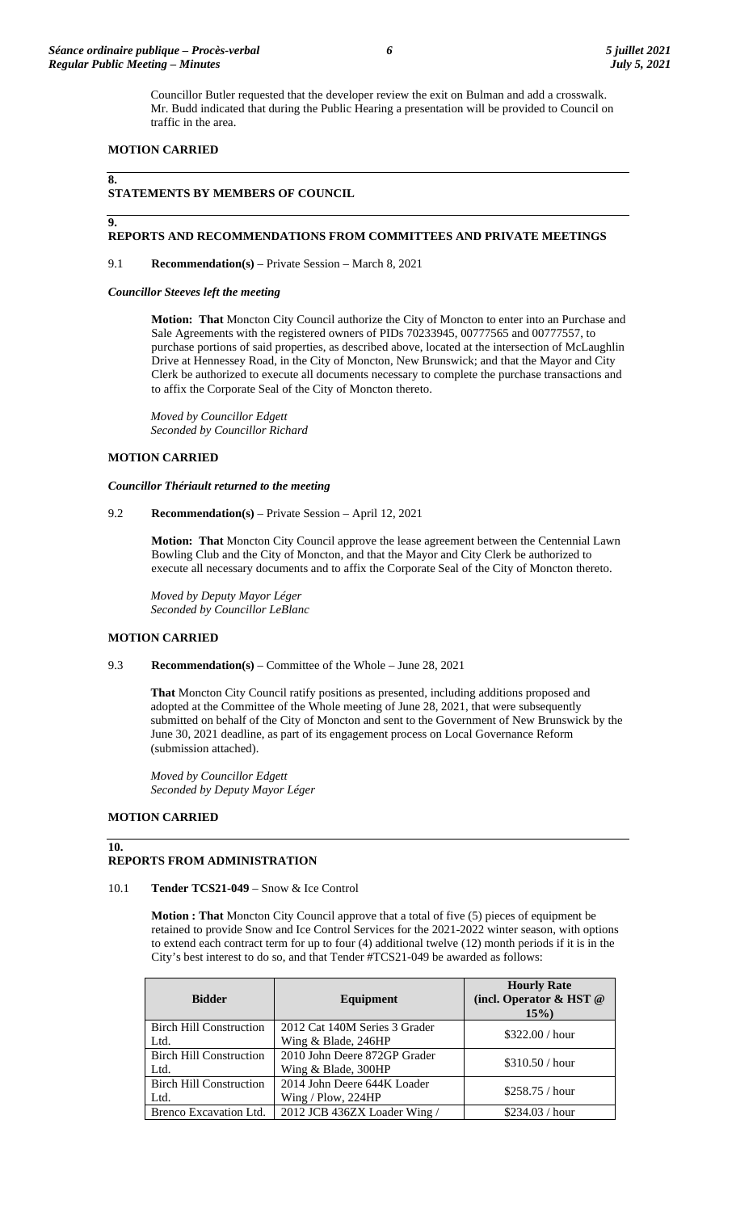Councillor Butler requested that the developer review the exit on Bulman and add a crosswalk. Mr. Budd indicated that during the Public Hearing a presentation will be provided to Council on traffic in the area.

**MOTION CARRIED**

## 8. STATEMENTS BY MEMBERS OF COUNCIL

## 9. REPORTS AND RECOMMENDATIONS FROM COMMITTEES AND PRIVATE MEETINGS

9.1 **Recommendation(s)** – Private Session – March 8, 2021

***Councillor Steeves left the meeting***

**Motion: That** Moncton City Council authorize the City of Moncton to enter into an Purchase and Sale Agreements with the registered owners of PIDs 70233945, 00777565 and 00777557, to purchase portions of said properties, as described above, located at the intersection of McLaughlin Drive at Hennessey Road, in the City of Moncton, New Brunswick; and that the Mayor and City Clerk be authorized to execute all documents necessary to complete the purchase transactions and to affix the Corporate Seal of the City of Moncton thereto.

*Moved by Councillor Edgett*
*Seconded by Councillor Richard*

**MOTION CARRIED**

***Councillor Thériault returned to the meeting***

9.2 **Recommendation(s)** – Private Session – April 12, 2021

**Motion: That** Moncton City Council approve the lease agreement between the Centennial Lawn Bowling Club and the City of Moncton, and that the Mayor and City Clerk be authorized to execute all necessary documents and to affix the Corporate Seal of the City of Moncton thereto.

*Moved by Deputy Mayor Léger*
*Seconded by Councillor LeBlanc*

**MOTION CARRIED**

9.3 **Recommendation(s)** – Committee of the Whole – June 28, 2021

**That** Moncton City Council ratify positions as presented, including additions proposed and adopted at the Committee of the Whole meeting of June 28, 2021, that were subsequently submitted on behalf of the City of Moncton and sent to the Government of New Brunswick by the June 30, 2021 deadline, as part of its engagement process on Local Governance Reform (submission attached).

*Moved by Councillor Edgett*
*Seconded by Deputy Mayor Léger*

**MOTION CARRIED**

## 10. REPORTS FROM ADMINISTRATION

10.1 **Tender TCS21-049** – Snow & Ice Control

**Motion : That** Moncton City Council approve that a total of five (5) pieces of equipment be retained to provide Snow and Ice Control Services for the 2021-2022 winter season, with options to extend each contract term for up to four (4) additional twelve (12) month periods if it is in the City's best interest to do so, and that Tender #TCS21-049 be awarded as follows:

| Bidder | Equipment | Hourly Rate (incl. Operator & HST @ 15%) |
|---|---|---|
| Birch Hill Construction Ltd. | 2012 Cat 140M Series 3 Grader Wing & Blade, 246HP | $322.00 / hour |
| Birch Hill Construction Ltd. | 2010 John Deere 872GP Grader Wing & Blade, 300HP | $310.50 / hour |
| Birch Hill Construction Ltd. | 2014 John Deere 644K Loader Wing / Plow, 224HP | $258.75 / hour |
| Brenco Excavation Ltd. | 2012 JCB 436ZX Loader Wing / | $234.03 / hour |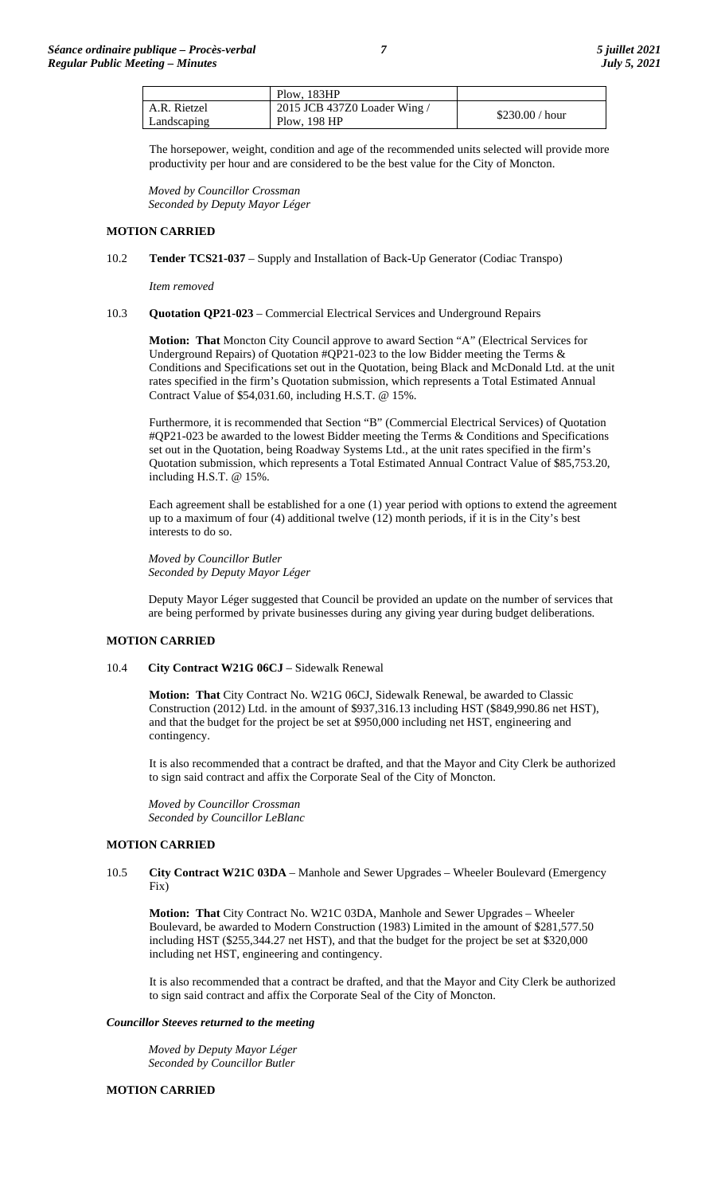| | Plow, 183HP | |
|---|---|---|
| A.R. Rietzel Landscaping | 2015 JCB 437Z0 Loader Wing / Plow, 198 HP | $230.00 / hour |

The horsepower, weight, condition and age of the recommended units selected will provide more productivity per hour and are considered to be the best value for the City of Moncton.

*Moved by Councillor Crossman*
*Seconded by Deputy Mayor Léger*

**MOTION CARRIED**

10.2 **Tender TCS21-037** – Supply and Installation of Back-Up Generator (Codiac Transpo)

*Item removed*

10.3 **Quotation QP21-023** – Commercial Electrical Services and Underground Repairs

**Motion: That** Moncton City Council approve to award Section "A" (Electrical Services for Underground Repairs) of Quotation #QP21-023 to the low Bidder meeting the Terms & Conditions and Specifications set out in the Quotation, being Black and McDonald Ltd. at the unit rates specified in the firm's Quotation submission, which represents a Total Estimated Annual Contract Value of $54,031.60, including H.S.T. @ 15%.

Furthermore, it is recommended that Section "B" (Commercial Electrical Services) of Quotation #QP21-023 be awarded to the lowest Bidder meeting the Terms & Conditions and Specifications set out in the Quotation, being Roadway Systems Ltd., at the unit rates specified in the firm's Quotation submission, which represents a Total Estimated Annual Contract Value of $85,753.20, including H.S.T. @ 15%.

Each agreement shall be established for a one (1) year period with options to extend the agreement up to a maximum of four (4) additional twelve (12) month periods, if it is in the City's best interests to do so.

*Moved by Councillor Butler*
*Seconded by Deputy Mayor Léger*

Deputy Mayor Léger suggested that Council be provided an update on the number of services that are being performed by private businesses during any giving year during budget deliberations.

**MOTION CARRIED**

10.4 **City Contract W21G 06CJ** – Sidewalk Renewal

**Motion: That** City Contract No. W21G 06CJ, Sidewalk Renewal, be awarded to Classic Construction (2012) Ltd. in the amount of $937,316.13 including HST ($849,990.86 net HST), and that the budget for the project be set at $950,000 including net HST, engineering and contingency.

It is also recommended that a contract be drafted, and that the Mayor and City Clerk be authorized to sign said contract and affix the Corporate Seal of the City of Moncton.

*Moved by Councillor Crossman*
*Seconded by Councillor LeBlanc*

**MOTION CARRIED**

10.5 **City Contract W21C 03DA** – Manhole and Sewer Upgrades – Wheeler Boulevard (Emergency Fix)

**Motion: That** City Contract No. W21C 03DA, Manhole and Sewer Upgrades – Wheeler Boulevard, be awarded to Modern Construction (1983) Limited in the amount of $281,577.50 including HST ($255,344.27 net HST), and that the budget for the project be set at $320,000 including net HST, engineering and contingency.

It is also recommended that a contract be drafted, and that the Mayor and City Clerk be authorized to sign said contract and affix the Corporate Seal of the City of Moncton.

***Councillor Steeves returned to the meeting***

*Moved by Deputy Mayor Léger*
*Seconded by Councillor Butler*

**MOTION CARRIED**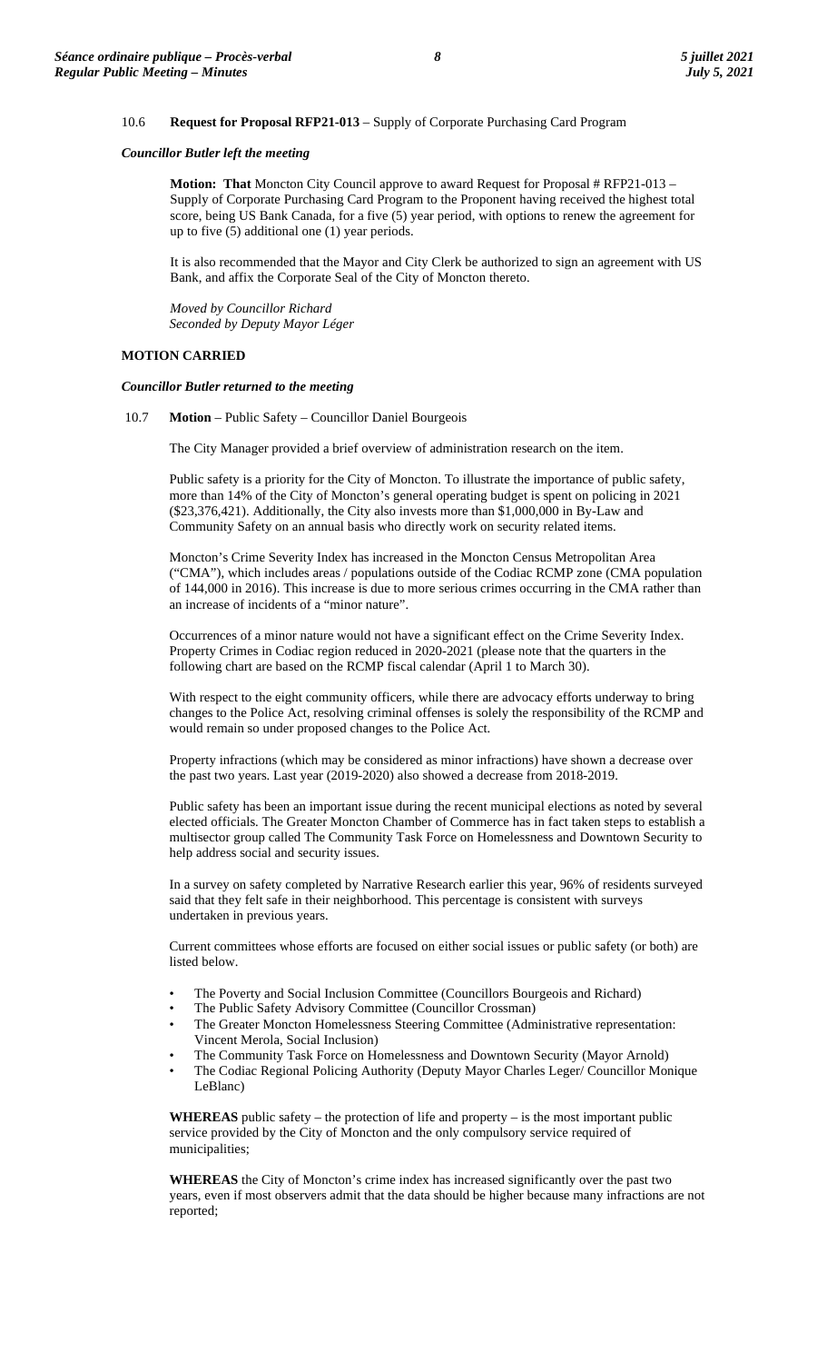10.6 **Request for Proposal RFP21-013** – Supply of Corporate Purchasing Card Program

***Councillor Butler left the meeting***

**Motion: That** Moncton City Council approve to award Request for Proposal # RFP21-013 – Supply of Corporate Purchasing Card Program to the Proponent having received the highest total score, being US Bank Canada, for a five (5) year period, with options to renew the agreement for up to five (5) additional one (1) year periods.

It is also recommended that the Mayor and City Clerk be authorized to sign an agreement with US Bank, and affix the Corporate Seal of the City of Moncton thereto.

*Moved by Councillor Richard*
*Seconded by Deputy Mayor Léger*

**MOTION CARRIED**

***Councillor Butler returned to the meeting***

10.7 **Motion** – Public Safety – Councillor Daniel Bourgeois

The City Manager provided a brief overview of administration research on the item.

Public safety is a priority for the City of Moncton. To illustrate the importance of public safety, more than 14% of the City of Moncton's general operating budget is spent on policing in 2021 ($23,376,421). Additionally, the City also invests more than $1,000,000 in By-Law and Community Safety on an annual basis who directly work on security related items.

Moncton's Crime Severity Index has increased in the Moncton Census Metropolitan Area ("CMA"), which includes areas / populations outside of the Codiac RCMP zone (CMA population of 144,000 in 2016). This increase is due to more serious crimes occurring in the CMA rather than an increase of incidents of a "minor nature".

Occurrences of a minor nature would not have a significant effect on the Crime Severity Index. Property Crimes in Codiac region reduced in 2020-2021 (please note that the quarters in the following chart are based on the RCMP fiscal calendar (April 1 to March 30).

With respect to the eight community officers, while there are advocacy efforts underway to bring changes to the Police Act, resolving criminal offenses is solely the responsibility of the RCMP and would remain so under proposed changes to the Police Act.

Property infractions (which may be considered as minor infractions) have shown a decrease over the past two years. Last year (2019-2020) also showed a decrease from 2018-2019.

Public safety has been an important issue during the recent municipal elections as noted by several elected officials. The Greater Moncton Chamber of Commerce has in fact taken steps to establish a multisector group called The Community Task Force on Homelessness and Downtown Security to help address social and security issues.

In a survey on safety completed by Narrative Research earlier this year, 96% of residents surveyed said that they felt safe in their neighborhood. This percentage is consistent with surveys undertaken in previous years.

Current committees whose efforts are focused on either social issues or public safety (or both) are listed below.

- The Poverty and Social Inclusion Committee (Councillors Bourgeois and Richard)
- The Public Safety Advisory Committee (Councillor Crossman)
- The Greater Moncton Homelessness Steering Committee (Administrative representation: Vincent Merola, Social Inclusion)
- The Community Task Force on Homelessness and Downtown Security (Mayor Arnold)
- The Codiac Regional Policing Authority (Deputy Mayor Charles Leger/ Councillor Monique LeBlanc)

**WHEREAS** public safety – the protection of life and property – is the most important public service provided by the City of Moncton and the only compulsory service required of municipalities;

**WHEREAS** the City of Moncton's crime index has increased significantly over the past two years, even if most observers admit that the data should be higher because many infractions are not reported;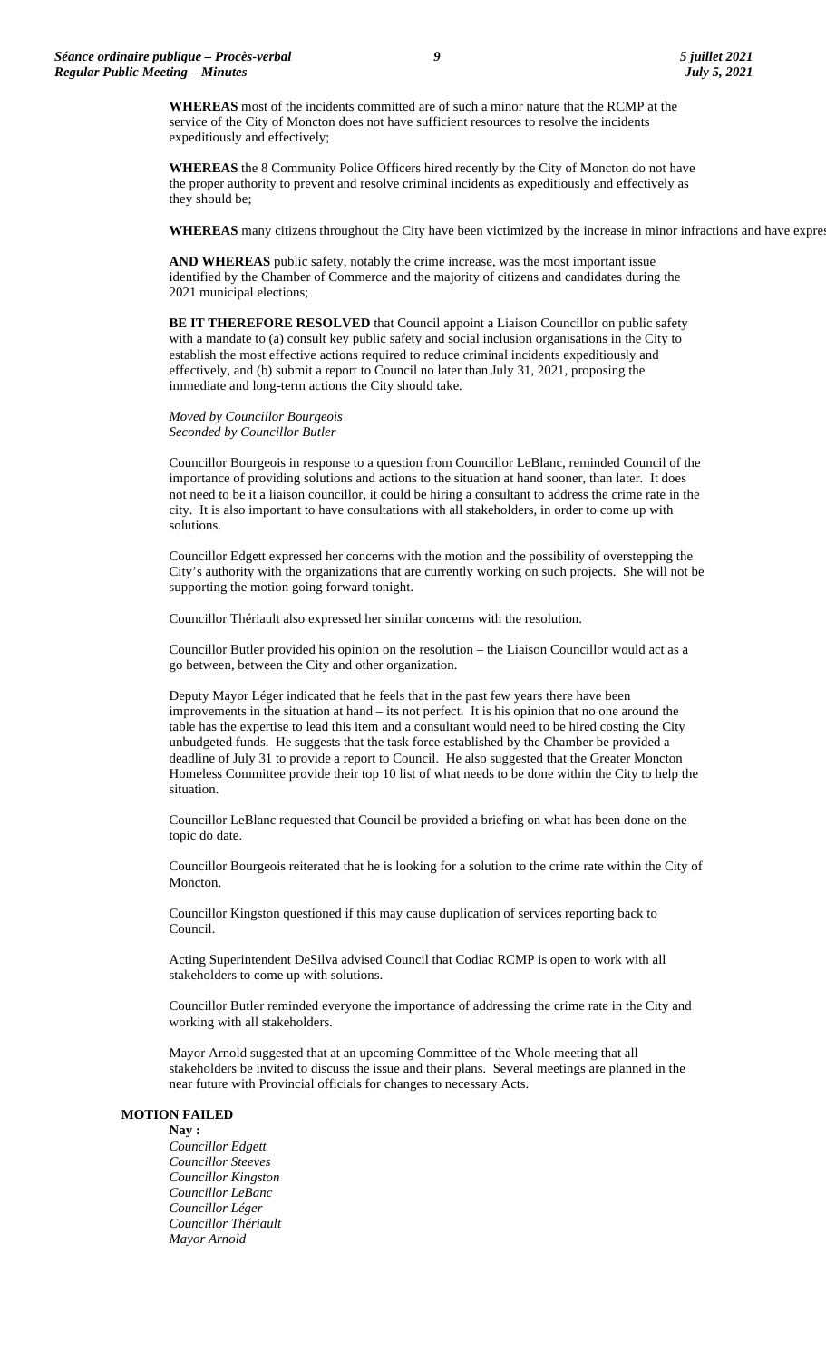**WHEREAS** most of the incidents committed are of such a minor nature that the RCMP at the service of the City of Moncton does not have sufficient resources to resolve the incidents expeditiously and effectively;

**WHEREAS** the 8 Community Police Officers hired recently by the City of Moncton do not have the proper authority to prevent and resolve criminal incidents as expeditiously and effectively as they should be;

**WHEREAS** many citizens throughout the City have been victimized by the increase in minor infractions and have expres

**AND WHEREAS** public safety, notably the crime increase, was the most important issue identified by the Chamber of Commerce and the majority of citizens and candidates during the 2021 municipal elections;

**BE IT THEREFORE RESOLVED** that Council appoint a Liaison Councillor on public safety with a mandate to (a) consult key public safety and social inclusion organisations in the City to establish the most effective actions required to reduce criminal incidents expeditiously and effectively, and (b) submit a report to Council no later than July 31, 2021, proposing the immediate and long-term actions the City should take.

*Moved by Councillor Bourgeois*
*Seconded by Councillor Butler*

Councillor Bourgeois in response to a question from Councillor LeBlanc, reminded Council of the importance of providing solutions and actions to the situation at hand sooner, than later. It does not need to be it a liaison councillor, it could be hiring a consultant to address the crime rate in the city. It is also important to have consultations with all stakeholders, in order to come up with solutions.

Councillor Edgett expressed her concerns with the motion and the possibility of overstepping the City's authority with the organizations that are currently working on such projects. She will not be supporting the motion going forward tonight.

Councillor Thériault also expressed her similar concerns with the resolution.

Councillor Butler provided his opinion on the resolution – the Liaison Councillor would act as a go between, between the City and other organization.

Deputy Mayor Léger indicated that he feels that in the past few years there have been improvements in the situation at hand – its not perfect. It is his opinion that no one around the table has the expertise to lead this item and a consultant would need to be hired costing the City unbudgeted funds. He suggests that the task force established by the Chamber be provided a deadline of July 31 to provide a report to Council. He also suggested that the Greater Moncton Homeless Committee provide their top 10 list of what needs to be done within the City to help the situation.

Councillor LeBlanc requested that Council be provided a briefing on what has been done on the topic do date.

Councillor Bourgeois reiterated that he is looking for a solution to the crime rate within the City of Moncton.

Councillor Kingston questioned if this may cause duplication of services reporting back to Council.

Acting Superintendent DeSilva advised Council that Codiac RCMP is open to work with all stakeholders to come up with solutions.

Councillor Butler reminded everyone the importance of addressing the crime rate in the City and working with all stakeholders.

Mayor Arnold suggested that at an upcoming Committee of the Whole meeting that all stakeholders be invited to discuss the issue and their plans. Several meetings are planned in the near future with Provincial officials for changes to necessary Acts.

**MOTION FAILED**

**Nay :**
*Councillor Edgett*
*Councillor Steeves*
*Councillor Kingston*
*Councillor LeBanc*
*Councillor Léger*
*Councillor Thériault*
*Mayor Arnold*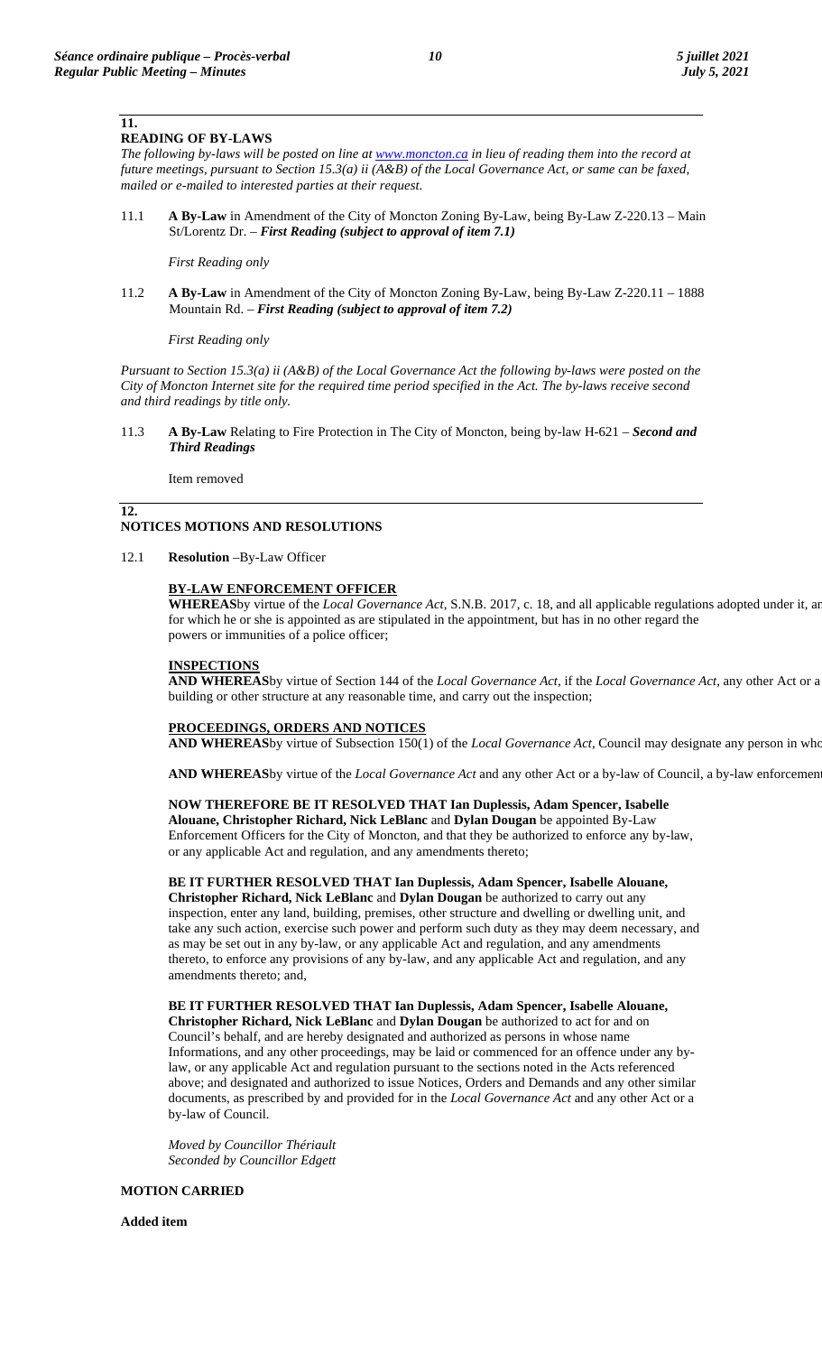## 11. READING OF BY-LAWS

*The following by-laws will be posted on line at www.moncton.ca in lieu of reading them into the record at future meetings, pursuant to Section 15.3(a) ii (A&B) of the Local Governance Act, or same can be faxed, mailed or e-mailed to interested parties at their request.*

11.1 **A By-Law** in Amendment of the City of Moncton Zoning By-Law, being By-Law Z-220.13 – Main St/Lorentz Dr. – ***First Reading (subject to approval of item 7.1)***

*First Reading only*

11.2 **A By-Law** in Amendment of the City of Moncton Zoning By-Law, being By-Law Z-220.11 – 1888 Mountain Rd. – ***First Reading (subject to approval of item 7.2)***

*First Reading only*

*Pursuant to Section 15.3(a) ii (A&B) of the Local Governance Act the following by-laws were posted on the City of Moncton Internet site for the required time period specified in the Act. The by-laws receive second and third readings by title only.*

11.3 **A By-Law** Relating to Fire Protection in The City of Moncton, being by-law H-621 – ***Second and Third Readings***

Item removed

## 12. NOTICES MOTIONS AND RESOLUTIONS

12.1 **Resolution** –By-Law Officer

**BY-LAW ENFORCEMENT OFFICER**

**WHEREAS**by virtue of the *Local Governance Act*, S.N.B. 2017, c. 18, and all applicable regulations adopted under it, ar for which he or she is appointed as are stipulated in the appointment, but has in no other regard the powers or immunities of a police officer;

**INSPECTIONS**

**AND WHEREAS**by virtue of Section 144 of the *Local Governance Act*, if the *Local Governance Act*, any other Act or a building or other structure at any reasonable time, and carry out the inspection;

**PROCEEDINGS, ORDERS AND NOTICES**

**AND WHEREAS**by virtue of Subsection 150(1) of the *Local Governance Act*, Council may designate any person in who

**AND WHEREAS**by virtue of the *Local Governance Act* and any other Act or a by-law of Council, a by-law enforcement

**NOW THEREFORE BE IT RESOLVED THAT Ian Duplessis, Adam Spencer, Isabelle Alouane, Christopher Richard, Nick LeBlanc** and **Dylan Dougan** be appointed By-Law Enforcement Officers for the City of Moncton, and that they be authorized to enforce any by-law, or any applicable Act and regulation, and any amendments thereto;

**BE IT FURTHER RESOLVED THAT Ian Duplessis, Adam Spencer, Isabelle Alouane, Christopher Richard, Nick LeBlanc** and **Dylan Dougan** be authorized to carry out any inspection, enter any land, building, premises, other structure and dwelling or dwelling unit, and take any such action, exercise such power and perform such duty as they may deem necessary, and as may be set out in any by-law, or any applicable Act and regulation, and any amendments thereto, to enforce any provisions of any by-law, and any applicable Act and regulation, and any amendments thereto; and,

**BE IT FURTHER RESOLVED THAT Ian Duplessis, Adam Spencer, Isabelle Alouane, Christopher Richard, Nick LeBlanc** and **Dylan Dougan** be authorized to act for and on Council's behalf, and are hereby designated and authorized as persons in whose name Informations, and any other proceedings, may be laid or commenced for an offence under any by-law, or any applicable Act and regulation pursuant to the sections noted in the Acts referenced above; and designated and authorized to issue Notices, Orders and Demands and any other similar documents, as prescribed by and provided for in the *Local Governance Act* and any other Act or a by-law of Council.

*Moved by Councillor Thériault*
*Seconded by Councillor Edgett*

**MOTION CARRIED**

**Added item**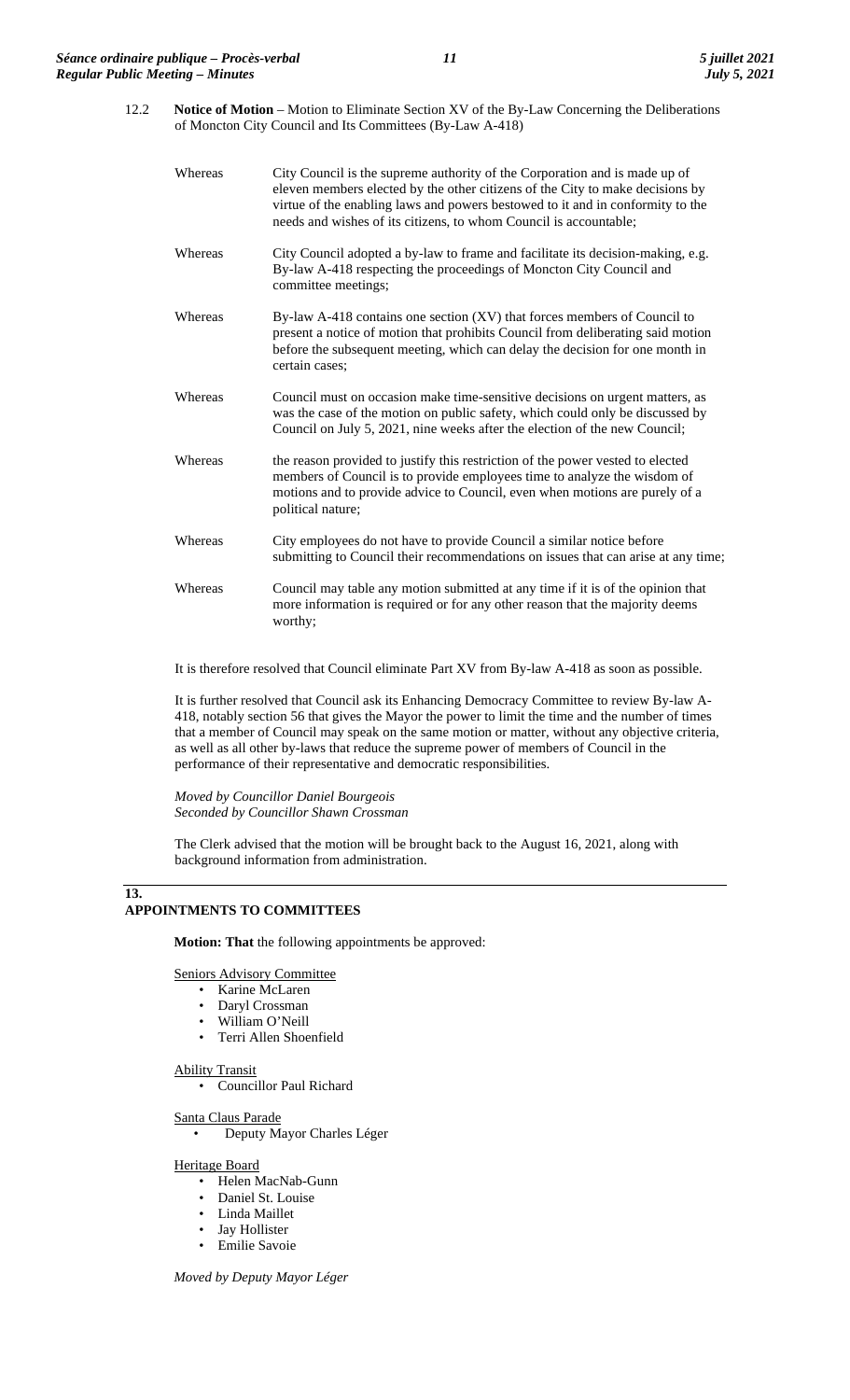12.2 **Notice of Motion** – Motion to Eliminate Section XV of the By-Law Concerning the Deliberations of Moncton City Council and Its Committees (By-Law A-418)

Whereas City Council is the supreme authority of the Corporation and is made up of eleven members elected by the other citizens of the City to make decisions by virtue of the enabling laws and powers bestowed to it and in conformity to the needs and wishes of its citizens, to whom Council is accountable;

Whereas City Council adopted a by-law to frame and facilitate its decision-making, e.g. By-law A-418 respecting the proceedings of Moncton City Council and committee meetings;

Whereas By-law A-418 contains one section (XV) that forces members of Council to present a notice of motion that prohibits Council from deliberating said motion before the subsequent meeting, which can delay the decision for one month in certain cases;

Whereas Council must on occasion make time-sensitive decisions on urgent matters, as was the case of the motion on public safety, which could only be discussed by Council on July 5, 2021, nine weeks after the election of the new Council;

Whereas the reason provided to justify this restriction of the power vested to elected members of Council is to provide employees time to analyze the wisdom of motions and to provide advice to Council, even when motions are purely of a political nature;

Whereas City employees do not have to provide Council a similar notice before submitting to Council their recommendations on issues that can arise at any time;

Whereas Council may table any motion submitted at any time if it is of the opinion that more information is required or for any other reason that the majority deems worthy;

It is therefore resolved that Council eliminate Part XV from By-law A-418 as soon as possible.

It is further resolved that Council ask its Enhancing Democracy Committee to review By-law A-418, notably section 56 that gives the Mayor the power to limit the time and the number of times that a member of Council may speak on the same motion or matter, without any objective criteria, as well as all other by-laws that reduce the supreme power of members of Council in the performance of their representative and democratic responsibilities.

*Moved by Councillor Daniel Bourgeois*
*Seconded by Councillor Shawn Crossman*

The Clerk advised that the motion will be brought back to the August 16, 2021, along with background information from administration.

## 13. APPOINTMENTS TO COMMITTEES

**Motion: That** the following appointments be approved:

Seniors Advisory Committee

- Karine McLaren
- Daryl Crossman
- William O'Neill
- Terri Allen Shoenfield

Ability Transit

- Councillor Paul Richard

Santa Claus Parade

- Deputy Mayor Charles Léger

Heritage Board

- Helen MacNab-Gunn
- Daniel St. Louise
- Linda Maillet
- Jay Hollister
- Emilie Savoie

*Moved by Deputy Mayor Léger*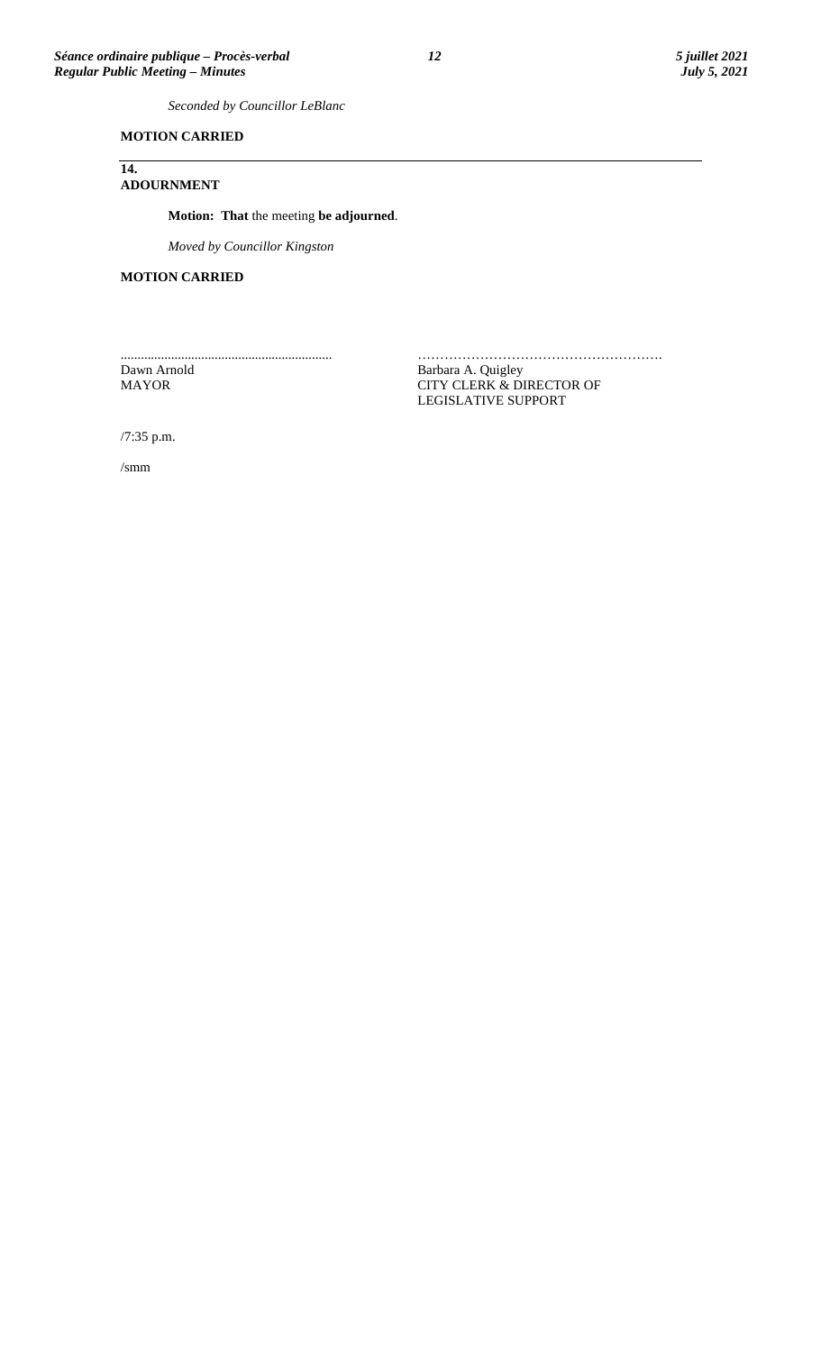*Seconded by Councillor LeBlanc*

**MOTION CARRIED**

---

**14.**
**ADOURNMENT**

**Motion: That** the meeting **be adjourned**.

*Moved by Councillor Kingston*

**MOTION CARRIED**

| | |
|---|---|
| .............................................................. | ………………………………………………. |
| Dawn Arnold | Barbara A. Quigley |
| MAYOR | CITY CLERK & DIRECTOR OF LEGISLATIVE SUPPORT |

/7:35 p.m.

/smm